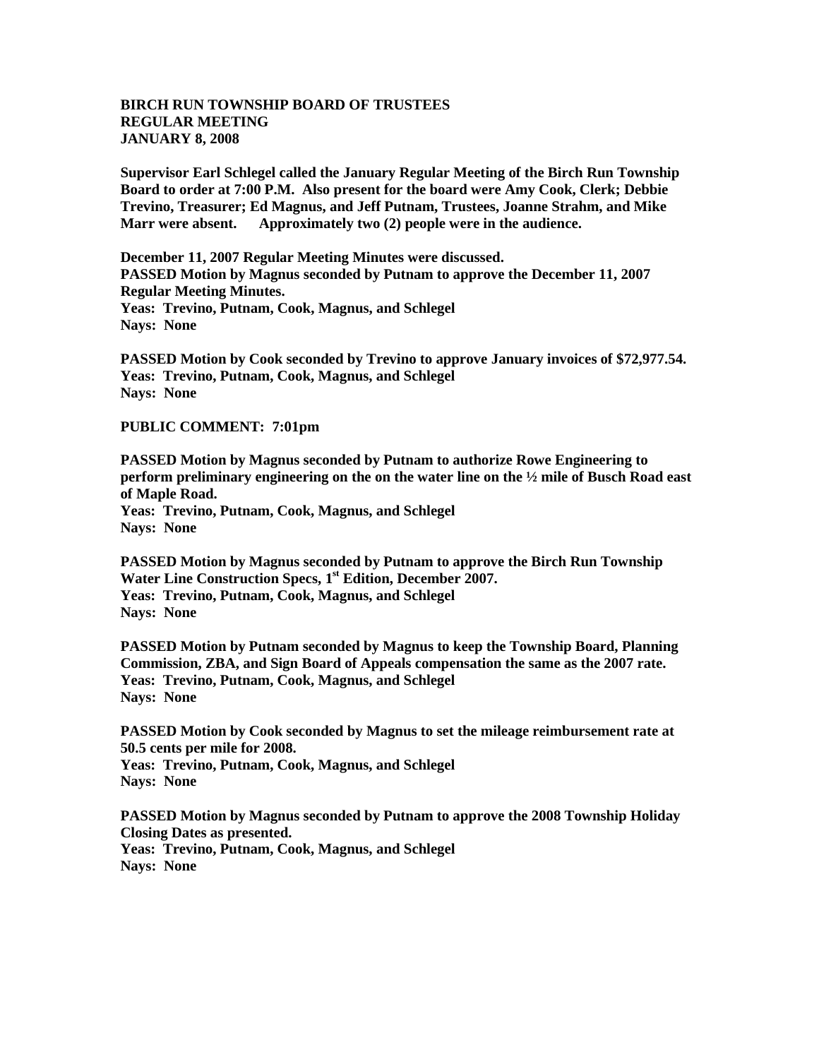**BIRCH RUN TOWNSHIP BOARD OF TRUSTEES**
**REGULAR MEETING**
**JANUARY 8, 2008**

**Supervisor Earl Schlegel called the January Regular Meeting of the Birch Run Township Board to order at 7:00 P.M. Also present for the board were Amy Cook, Clerk; Debbie Trevino, Treasurer; Ed Magnus, and Jeff Putnam, Trustees, Joanne Strahm, and Mike Marr were absent. Approximately two (2) people were in the audience.**

**December 11, 2007 Regular Meeting Minutes were discussed.**
**PASSED Motion by Magnus seconded by Putnam to approve the December 11, 2007 Regular Meeting Minutes.**
**Yeas: Trevino, Putnam, Cook, Magnus, and Schlegel**
**Nays: None**

**PASSED Motion by Cook seconded by Trevino to approve January invoices of $72,977.54.**
**Yeas: Trevino, Putnam, Cook, Magnus, and Schlegel**
**Nays: None**

**PUBLIC COMMENT: 7:01pm**

**PASSED Motion by Magnus seconded by Putnam to authorize Rowe Engineering to perform preliminary engineering on the on the water line on the ½ mile of Busch Road east of Maple Road.**
**Yeas: Trevino, Putnam, Cook, Magnus, and Schlegel**
**Nays: None**

**PASSED Motion by Magnus seconded by Putnam to approve the Birch Run Township Water Line Construction Specs, 1st Edition, December 2007.**
**Yeas: Trevino, Putnam, Cook, Magnus, and Schlegel**
**Nays: None**

**PASSED Motion by Putnam seconded by Magnus to keep the Township Board, Planning Commission, ZBA, and Sign Board of Appeals compensation the same as the 2007 rate.**
**Yeas: Trevino, Putnam, Cook, Magnus, and Schlegel**
**Nays: None**

**PASSED Motion by Cook seconded by Magnus to set the mileage reimbursement rate at 50.5 cents per mile for 2008.**
**Yeas: Trevino, Putnam, Cook, Magnus, and Schlegel**
**Nays: None**

**PASSED Motion by Magnus seconded by Putnam to approve the 2008 Township Holiday Closing Dates as presented.**
**Yeas: Trevino, Putnam, Cook, Magnus, and Schlegel**
**Nays: None**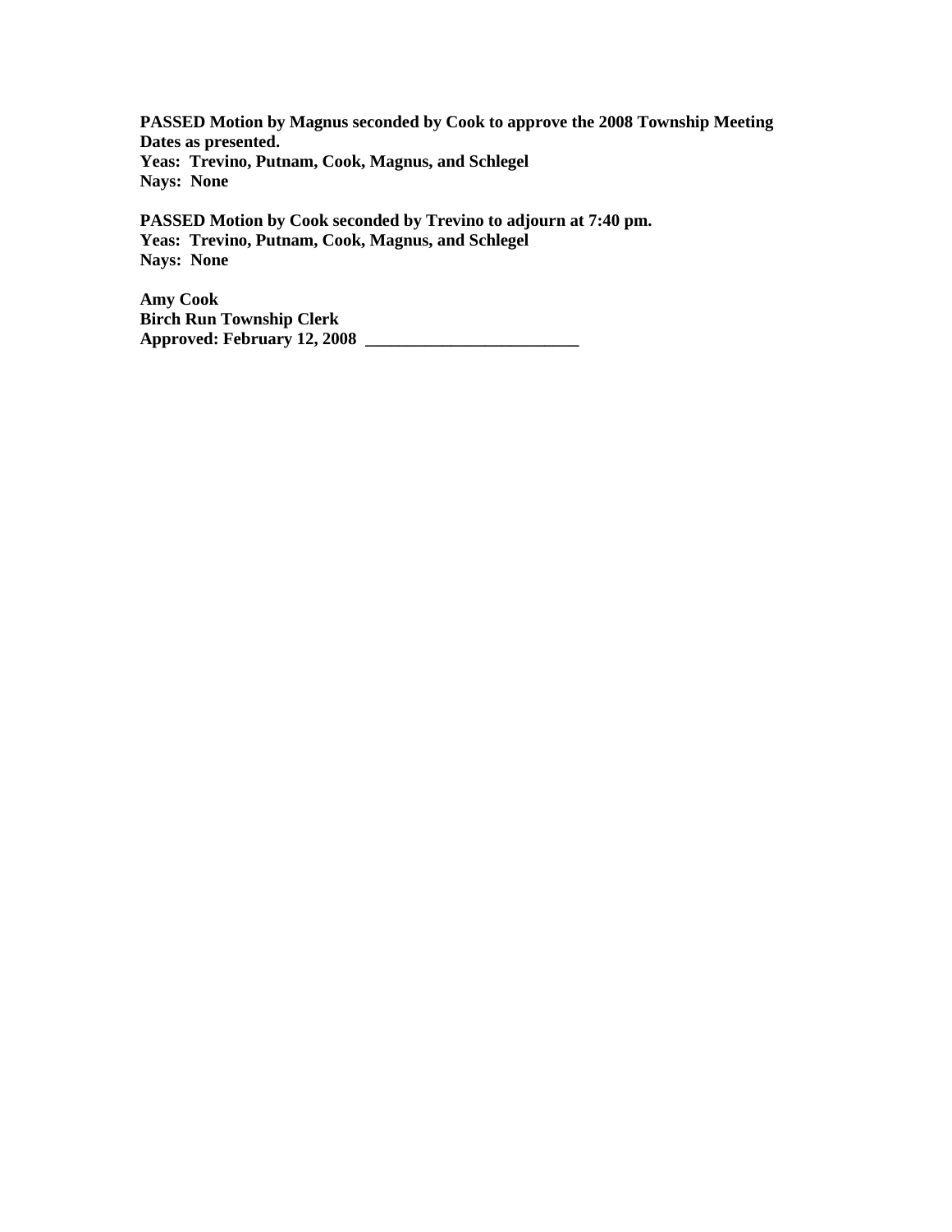**PASSED Motion by Magnus seconded by Cook to approve the 2008 Township Meeting Dates as presented.**
**Yeas: Trevino, Putnam, Cook, Magnus, and Schlegel**
**Nays: None**

**PASSED Motion by Cook seconded by Trevino to adjourn at 7:40 pm.**
**Yeas: Trevino, Putnam, Cook, Magnus, and Schlegel**
**Nays: None**

**Amy Cook**
**Birch Run Township Clerk**
**Approved: February 12, 2008 \_\_\_\_\_\_\_\_\_\_\_\_\_\_\_\_\_\_\_\_\_\_\_\_\_\_**